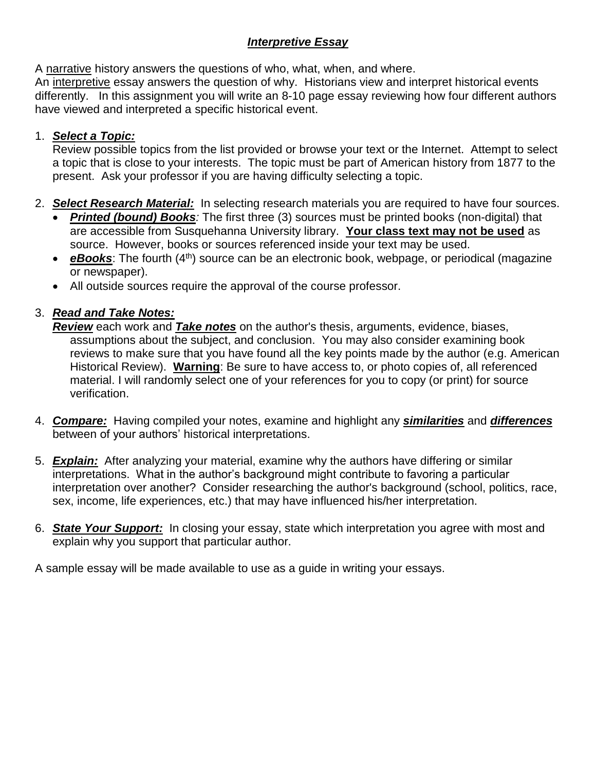# ***Interpretive Essay***

A narrative history answers the questions of who, what, when, and where.
An interpretive essay answers the question of why. Historians view and interpret historical events differently. In this assignment you will write an 8-10 page essay reviewing how four different authors have viewed and interpreted a specific historical event.

1. ***Select a Topic:***
   Review possible topics from the list provided or browse your text or the Internet. Attempt to select a topic that is close to your interests. The topic must be part of American history from 1877 to the present. Ask your professor if you are having difficulty selecting a topic.

2. ***Select Research Material:*** In selecting research materials you are required to have four sources.
   - ***Printed (bound) Books****:* The first three (3) sources must be printed books (non-digital) that are accessible from Susquehanna University library. **Your class text may not be used** as source. However, books or sources referenced inside your text may be used.
   - ***eBooks***: The fourth (4th) source can be an electronic book, webpage, or periodical (magazine or newspaper).
   - All outside sources require the approval of the course professor.

3. ***Read and Take Notes:***
   ***Review*** each work and ***Take notes*** on the author's thesis, arguments, evidence, biases, assumptions about the subject, and conclusion. You may also consider examining book reviews to make sure that you have found all the key points made by the author (e.g. American Historical Review). **Warning**: Be sure to have access to, or photo copies of, all referenced material. I will randomly select one of your references for you to copy (or print) for source verification.

4. ***Compare:*** Having compiled your notes, examine and highlight any ***similarities*** and ***differences*** between of your authors' historical interpretations.

5. ***Explain:*** After analyzing your material, examine why the authors have differing or similar interpretations. What in the author's background might contribute to favoring a particular interpretation over another? Consider researching the author's background (school, politics, race, sex, income, life experiences, etc.) that may have influenced his/her interpretation.

6. ***State Your Support:*** In closing your essay, state which interpretation you agree with most and explain why you support that particular author.

A sample essay will be made available to use as a guide in writing your essays.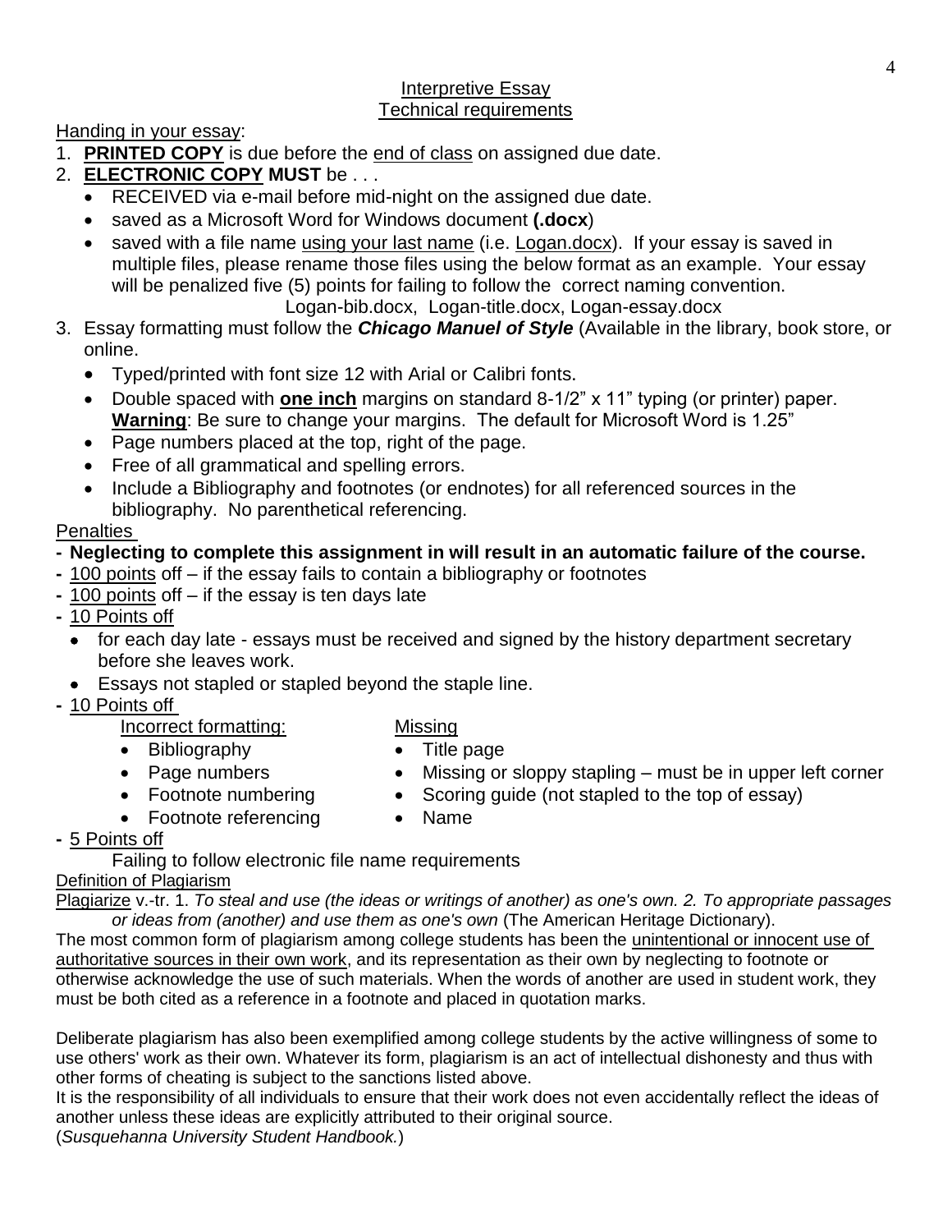## Interpretive Essay
## Technical requirements

Handing in your essay:

1. **PRINTED COPY** is due before the end of class on assigned due date.
2. **ELECTRONIC COPY MUST** be . . .
   - RECEIVED via e-mail before mid-night on the assigned due date.
   - saved as a Microsoft Word for Windows document **(.docx)**
   - saved with a file name using your last name (i.e. Logan.docx). If your essay is saved in multiple files, please rename those files using the below format as an example. Your essay will be penalized five (5) points for failing to follow the correct naming convention.
     Logan-bib.docx, Logan-title.docx, Logan-essay.docx
3. Essay formatting must follow the ***Chicago Manuel of Style*** (Available in the library, book store, or online.
   - Typed/printed with font size 12 with Arial or Calibri fonts.
   - Double spaced with **one inch** margins on standard 8-1/2" x 11" typing (or printer) paper. **Warning**: Be sure to change your margins. The default for Microsoft Word is 1.25"
   - Page numbers placed at the top, right of the page.
   - Free of all grammatical and spelling errors.
   - Include a Bibliography and footnotes (or endnotes) for all referenced sources in the bibliography. No parenthetical referencing.

Penalties

- **Neglecting to complete this assignment in will result in an automatic failure of the course.**
- 100 points off – if the essay fails to contain a bibliography or footnotes
- 100 points off – if the essay is ten days late
- 10 Points off
  - for each day late - essays must be received and signed by the history department secretary before she leaves work.
  - Essays not stapled or stapled beyond the staple line.
- 10 Points off

  Incorrect formatting:
  - Bibliography
  - Page numbers
  - Footnote numbering
  - Footnote referencing

  Missing
  - Title page
  - Missing or sloppy stapling – must be in upper left corner
  - Scoring guide (not stapled to the top of essay)
  - Name
- 5 Points off

  Failing to follow electronic file name requirements

Definition of Plagiarism

Plagiarize v.-tr. 1. *To steal and use (the ideas or writings of another) as one's own. 2. To appropriate passages or ideas from (another) and use them as one's own* (The American Heritage Dictionary).

The most common form of plagiarism among college students has been the unintentional or innocent use of authoritative sources in their own work, and its representation as their own by neglecting to footnote or otherwise acknowledge the use of such materials. When the words of another are used in student work, they must be both cited as a reference in a footnote and placed in quotation marks.

Deliberate plagiarism has also been exemplified among college students by the active willingness of some to use others' work as their own. Whatever its form, plagiarism is an act of intellectual dishonesty and thus with other forms of cheating is subject to the sanctions listed above.

It is the responsibility of all individuals to ensure that their work does not even accidentally reflect the ideas of another unless these ideas are explicitly attributed to their original source.

(*Susquehanna University Student Handbook.*)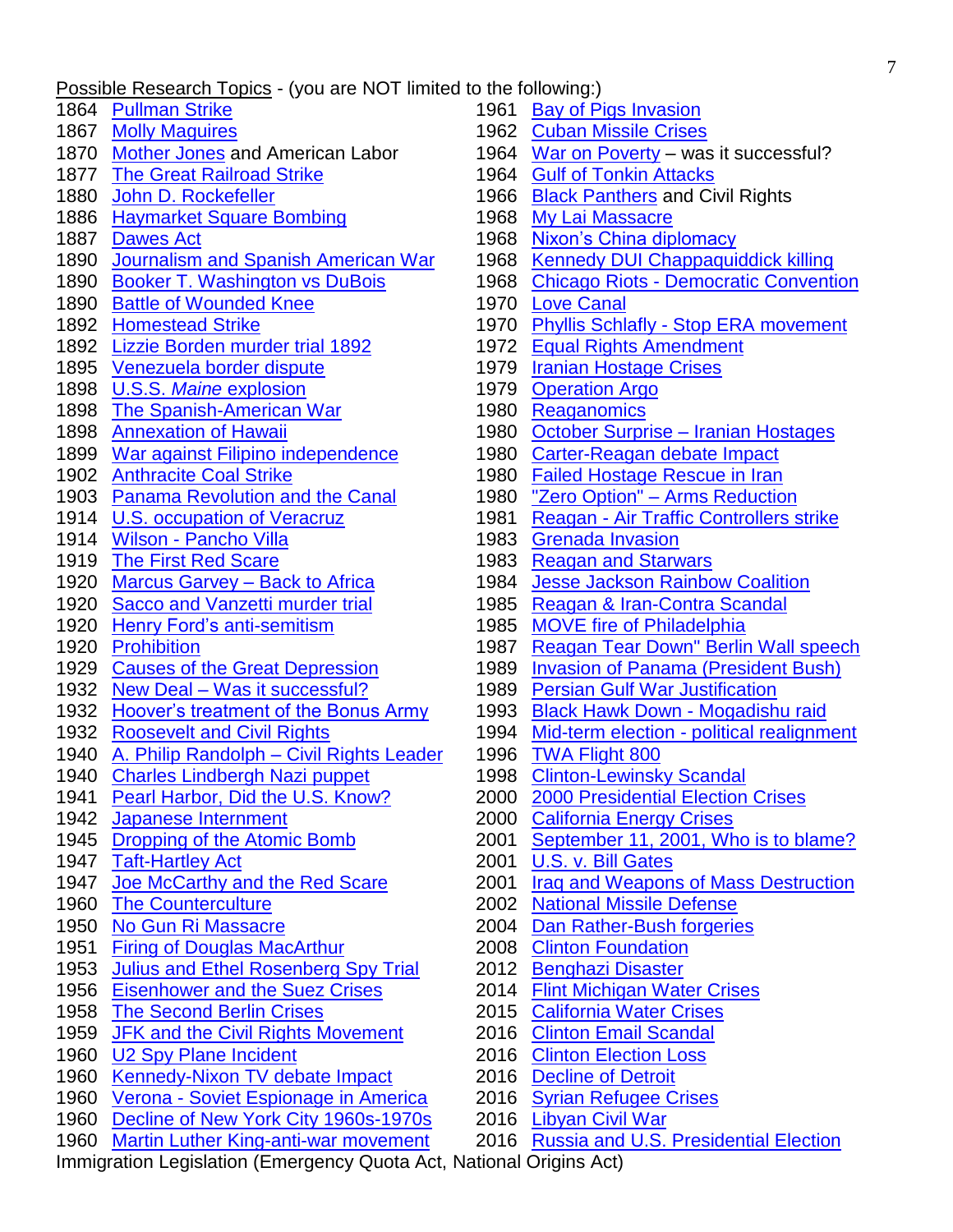Possible Research Topics - (you are NOT limited to the following:)

1864 Pullman Strike
1867 Molly Maguires
1870 Mother Jones and American Labor
1877 The Great Railroad Strike
1880 John D. Rockefeller
1886 Haymarket Square Bombing
1887 Dawes Act
1890 Journalism and Spanish American War
1890 Booker T. Washington vs DuBois
1890 Battle of Wounded Knee
1892 Homestead Strike
1892 Lizzie Borden murder trial 1892
1895 Venezuela border dispute
1898 U.S.S. *Maine* explosion
1898 The Spanish-American War
1898 Annexation of Hawaii
1899 War against Filipino independence
1902 Anthracite Coal Strike
1903 Panama Revolution and the Canal
1914 U.S. occupation of Veracruz
1914 Wilson - Pancho Villa
1919 The First Red Scare
1920 Marcus Garvey – Back to Africa
1920 Sacco and Vanzetti murder trial
1920 Henry Ford's anti-semitism
1920 Prohibition
1929 Causes of the Great Depression
1932 New Deal – Was it successful?
1932 Hoover's treatment of the Bonus Army
1932 Roosevelt and Civil Rights
1940 A. Philip Randolph – Civil Rights Leader
1940 Charles Lindbergh Nazi puppet
1941 Pearl Harbor, Did the U.S. Know?
1942 Japanese Internment
1945 Dropping of the Atomic Bomb
1947 Taft-Hartley Act
1947 Joe McCarthy and the Red Scare
1960 The Counterculture
1950 No Gun Ri Massacre
1951 Firing of Douglas MacArthur
1953 Julius and Ethel Rosenberg Spy Trial
1956 Eisenhower and the Suez Crises
1958 The Second Berlin Crises
1959 JFK and the Civil Rights Movement
1960 U2 Spy Plane Incident
1960 Kennedy-Nixon TV debate Impact
1960 Verona - Soviet Espionage in America
1960 Decline of New York City 1960s-1970s
1960 Martin Luther King-anti-war movement
1961 Bay of Pigs Invasion
1962 Cuban Missile Crises
1964 War on Poverty – was it successful?
1964 Gulf of Tonkin Attacks
1966 Black Panthers and Civil Rights
1968 My Lai Massacre
1968 Nixon's China diplomacy
1968 Kennedy DUI Chappaquiddick killing
1968 Chicago Riots - Democratic Convention
1970 Love Canal
1970 Phyllis Schlafly - Stop ERA movement
1972 Equal Rights Amendment
1979 Iranian Hostage Crises
1979 Operation Argo
1980 Reaganomics
1980 October Surprise – Iranian Hostages
1980 Carter-Reagan debate Impact
1980 Failed Hostage Rescue in Iran
1980 "Zero Option" – Arms Reduction
1981 Reagan - Air Traffic Controllers strike
1983 Grenada Invasion
1983 Reagan and Starwars
1984 Jesse Jackson Rainbow Coalition
1985 Reagan & Iran-Contra Scandal
1985 MOVE fire of Philadelphia
1987 Reagan Tear Down" Berlin Wall speech
1989 Invasion of Panama (President Bush)
1989 Persian Gulf War Justification
1993 Black Hawk Down - Mogadishu raid
1994 Mid-term election - political realignment
1996 TWA Flight 800
1998 Clinton-Lewinsky Scandal
2000 2000 Presidential Election Crises
2000 California Energy Crises
2001 September 11, 2001, Who is to blame?
2001 U.S. v. Bill Gates
2001 Iraq and Weapons of Mass Destruction
2002 National Missile Defense
2004 Dan Rather-Bush forgeries
2008 Clinton Foundation
2012 Benghazi Disaster
2014 Flint Michigan Water Crises
2015 California Water Crises
2016 Clinton Email Scandal
2016 Clinton Election Loss
2016 Decline of Detroit
2016 Syrian Refugee Crises
2016 Libyan Civil War
2016 Russia and U.S. Presidential Election

Immigration Legislation (Emergency Quota Act, National Origins Act)